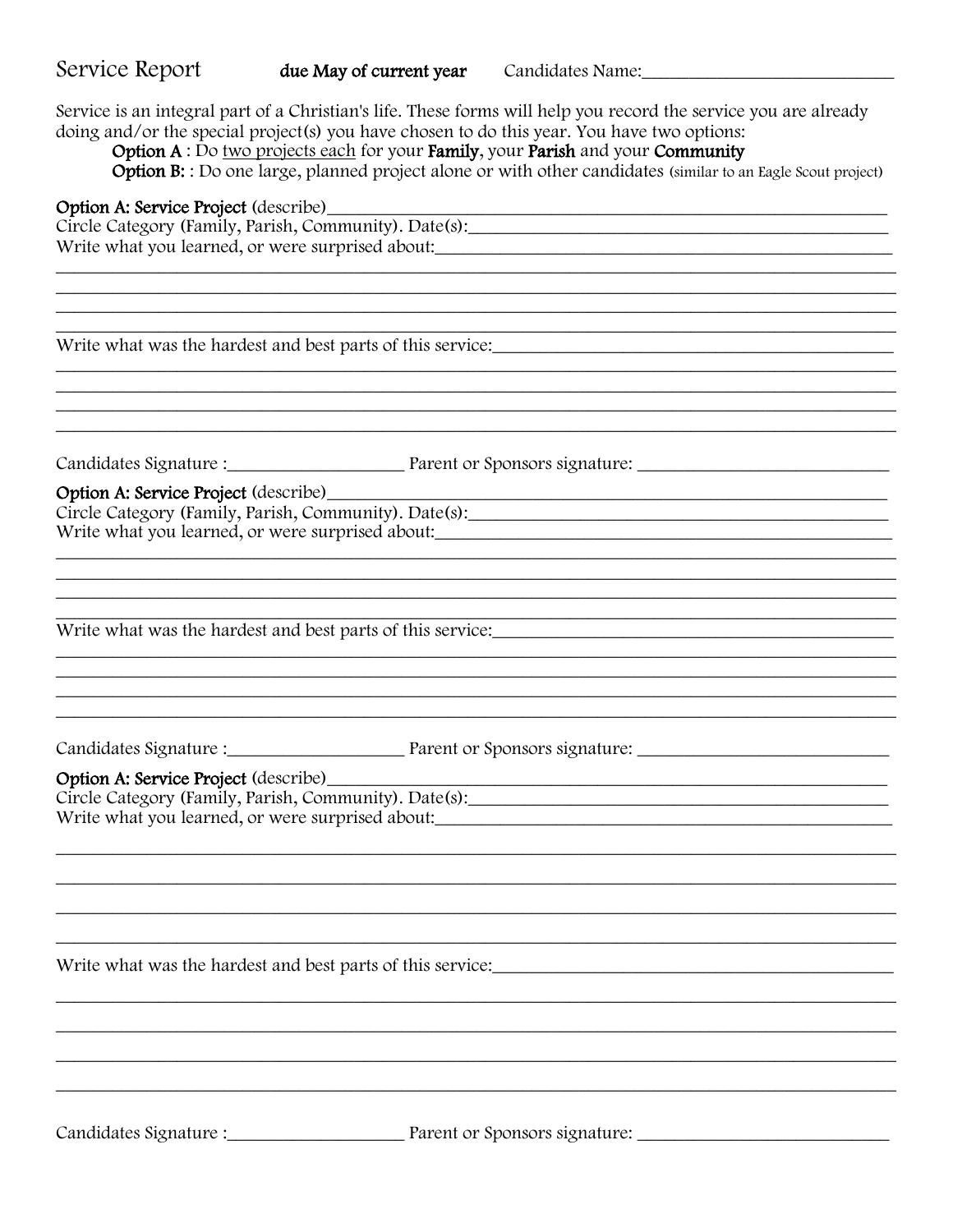# Service Report

**due May of current year** Candidates Name:______________________________

Service is an integral part of a Christian's life. These forms will help you record the service you are already doing and/or the special project(s) you have chosen to do this year. You have two options:

**Option A** : Do <u>two projects each</u> for your **Family**, your **Parish** and your **Community**

**Option B:** : Do one large, planned project alone or with other candidates (similar to an Eagle Scout project)

**Option A: Service Project** (describe)________________________________________________

Circle Category (Family, Parish, Community). Date(s):________________________________

Write what you learned, or were surprised about:________________________________

________________________________________________________________________

________________________________________________________________________

________________________________________________________________________

________________________________________________________________________

Write what was the hardest and best parts of this service:________________________________

________________________________________________________________________

________________________________________________________________________

________________________________________________________________________

________________________________________________________________________

Candidates Signature :____________________ Parent or Sponsors signature: ____________________________

**Option A: Service Project** (describe)________________________________________________

Circle Category (Family, Parish, Community). Date(s):________________________________

Write what you learned, or were surprised about:________________________________

________________________________________________________________________

________________________________________________________________________

________________________________________________________________________

________________________________________________________________________

Write what was the hardest and best parts of this service:________________________________

________________________________________________________________________

________________________________________________________________________

________________________________________________________________________

________________________________________________________________________

Candidates Signature :____________________ Parent or Sponsors signature: ____________________________

**Option A: Service Project** (describe)________________________________________________

Circle Category (Family, Parish, Community). Date(s):________________________________

Write what you learned, or were surprised about:________________________________

________________________________________________________________________

________________________________________________________________________

________________________________________________________________________

________________________________________________________________________

Write what was the hardest and best parts of this service:________________________________

________________________________________________________________________

________________________________________________________________________

________________________________________________________________________

________________________________________________________________________

Candidates Signature :____________________ Parent or Sponsors signature: ____________________________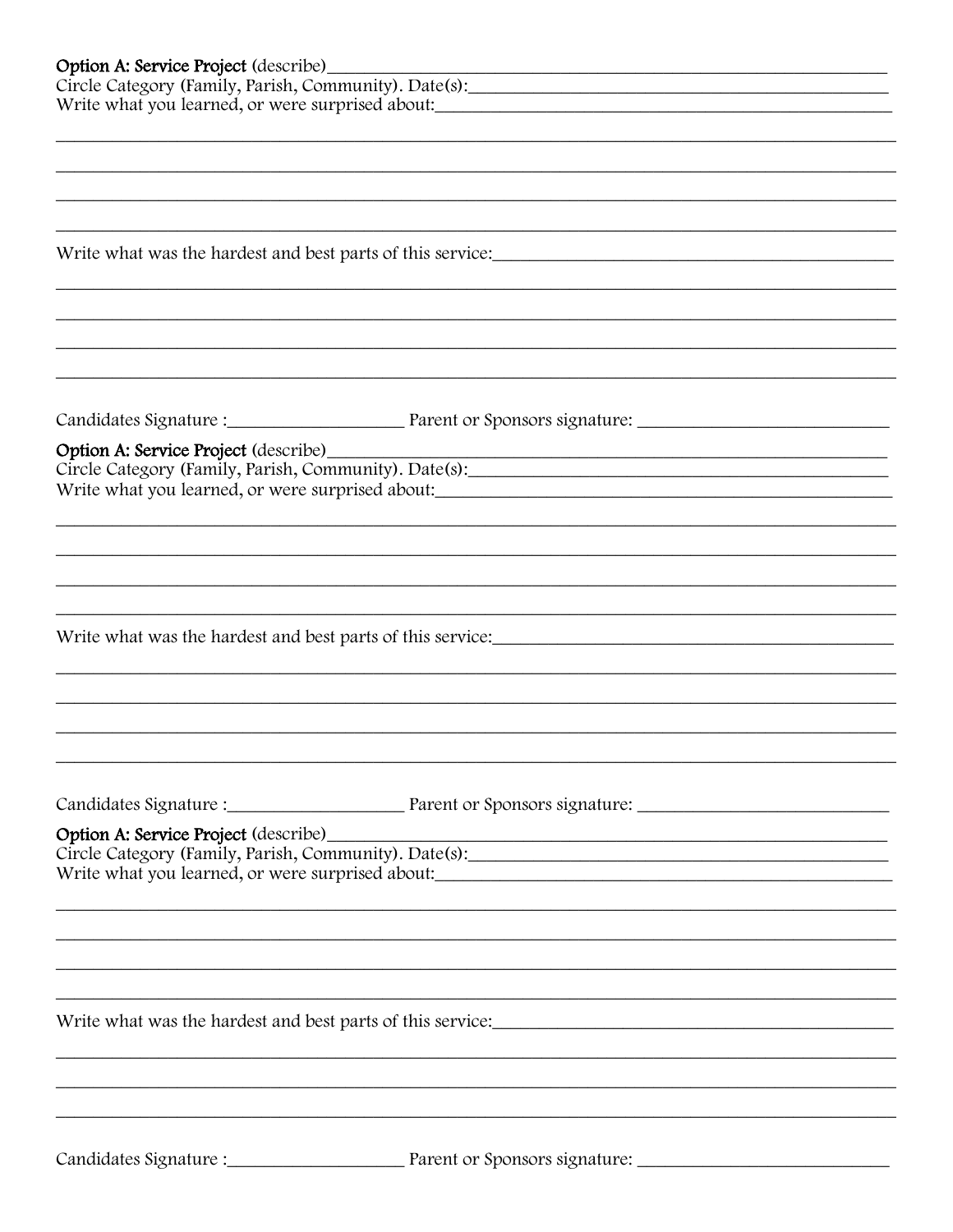**Option A: Service Project** (describe)________________________________________________________________

Circle Category (Family, Parish, Community). Date(s):_____________________________________________

Write what you learned, or were surprised about:__________________________________________________

______________________________________________________________________________________________

______________________________________________________________________________________________

______________________________________________________________________________________________

______________________________________________________________________________________________

Write what was the hardest and best parts of this service:__________________________________________

______________________________________________________________________________________________

______________________________________________________________________________________________

______________________________________________________________________________________________

______________________________________________________________________________________________

Candidates Signature :____________________ Parent or Sponsors signature: ____________________________

**Option A: Service Project** (describe)________________________________________________________________

Circle Category (Family, Parish, Community). Date(s):_____________________________________________

Write what you learned, or were surprised about:__________________________________________________

______________________________________________________________________________________________

______________________________________________________________________________________________

______________________________________________________________________________________________

______________________________________________________________________________________________

Write what was the hardest and best parts of this service:__________________________________________

______________________________________________________________________________________________

______________________________________________________________________________________________

______________________________________________________________________________________________

______________________________________________________________________________________________

Candidates Signature :____________________ Parent or Sponsors signature: ____________________________

**Option A: Service Project** (describe)________________________________________________________________

Circle Category (Family, Parish, Community). Date(s):_____________________________________________

Write what you learned, or were surprised about:__________________________________________________

______________________________________________________________________________________________

______________________________________________________________________________________________

______________________________________________________________________________________________

______________________________________________________________________________________________

Write what was the hardest and best parts of this service:__________________________________________

______________________________________________________________________________________________

______________________________________________________________________________________________

______________________________________________________________________________________________

Candidates Signature :____________________ Parent or Sponsors signature: ____________________________